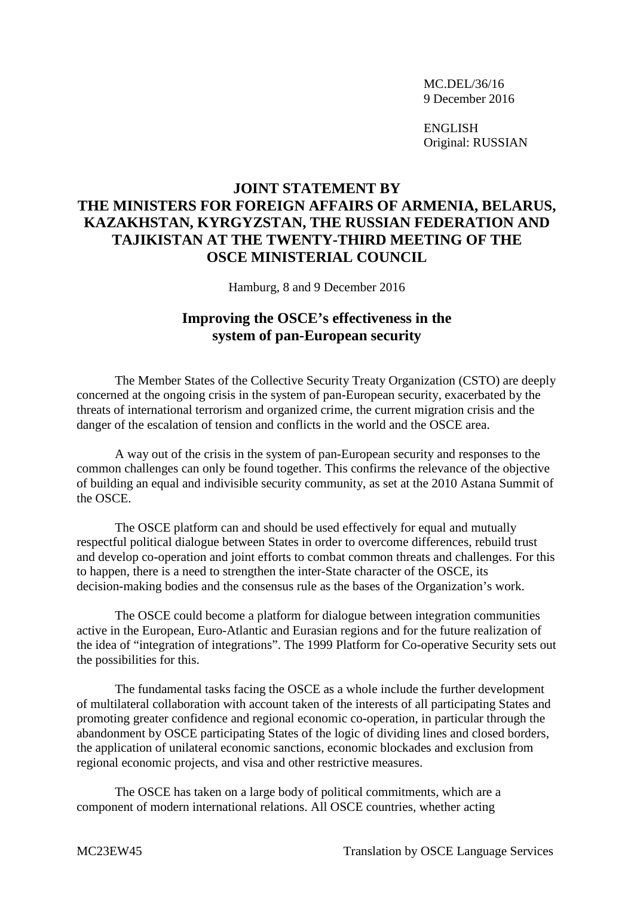MC.DEL/36/16
9 December 2016

ENGLISH
Original: RUSSIAN

# JOINT STATEMENT BY THE MINISTERS FOR FOREIGN AFFAIRS OF ARMENIA, BELARUS, KAZAKHSTAN, KYRGYZSTAN, THE RUSSIAN FEDERATION AND TAJIKISTAN AT THE TWENTY-THIRD MEETING OF THE OSCE MINISTERIAL COUNCIL

Hamburg, 8 and 9 December 2016

## Improving the OSCE's effectiveness in the system of pan-European security

The Member States of the Collective Security Treaty Organization (CSTO) are deeply concerned at the ongoing crisis in the system of pan-European security, exacerbated by the threats of international terrorism and organized crime, the current migration crisis and the danger of the escalation of tension and conflicts in the world and the OSCE area.

A way out of the crisis in the system of pan-European security and responses to the common challenges can only be found together. This confirms the relevance of the objective of building an equal and indivisible security community, as set at the 2010 Astana Summit of the OSCE.

The OSCE platform can and should be used effectively for equal and mutually respectful political dialogue between States in order to overcome differences, rebuild trust and develop co-operation and joint efforts to combat common threats and challenges. For this to happen, there is a need to strengthen the inter-State character of the OSCE, its decision-making bodies and the consensus rule as the bases of the Organization's work.

The OSCE could become a platform for dialogue between integration communities active in the European, Euro-Atlantic and Eurasian regions and for the future realization of the idea of "integration of integrations". The 1999 Platform for Co-operative Security sets out the possibilities for this.

The fundamental tasks facing the OSCE as a whole include the further development of multilateral collaboration with account taken of the interests of all participating States and promoting greater confidence and regional economic co-operation, in particular through the abandonment by OSCE participating States of the logic of dividing lines and closed borders, the application of unilateral economic sanctions, economic blockades and exclusion from regional economic projects, and visa and other restrictive measures.

The OSCE has taken on a large body of political commitments, which are a component of modern international relations. All OSCE countries, whether acting

MC23EW45 Translation by OSCE Language Services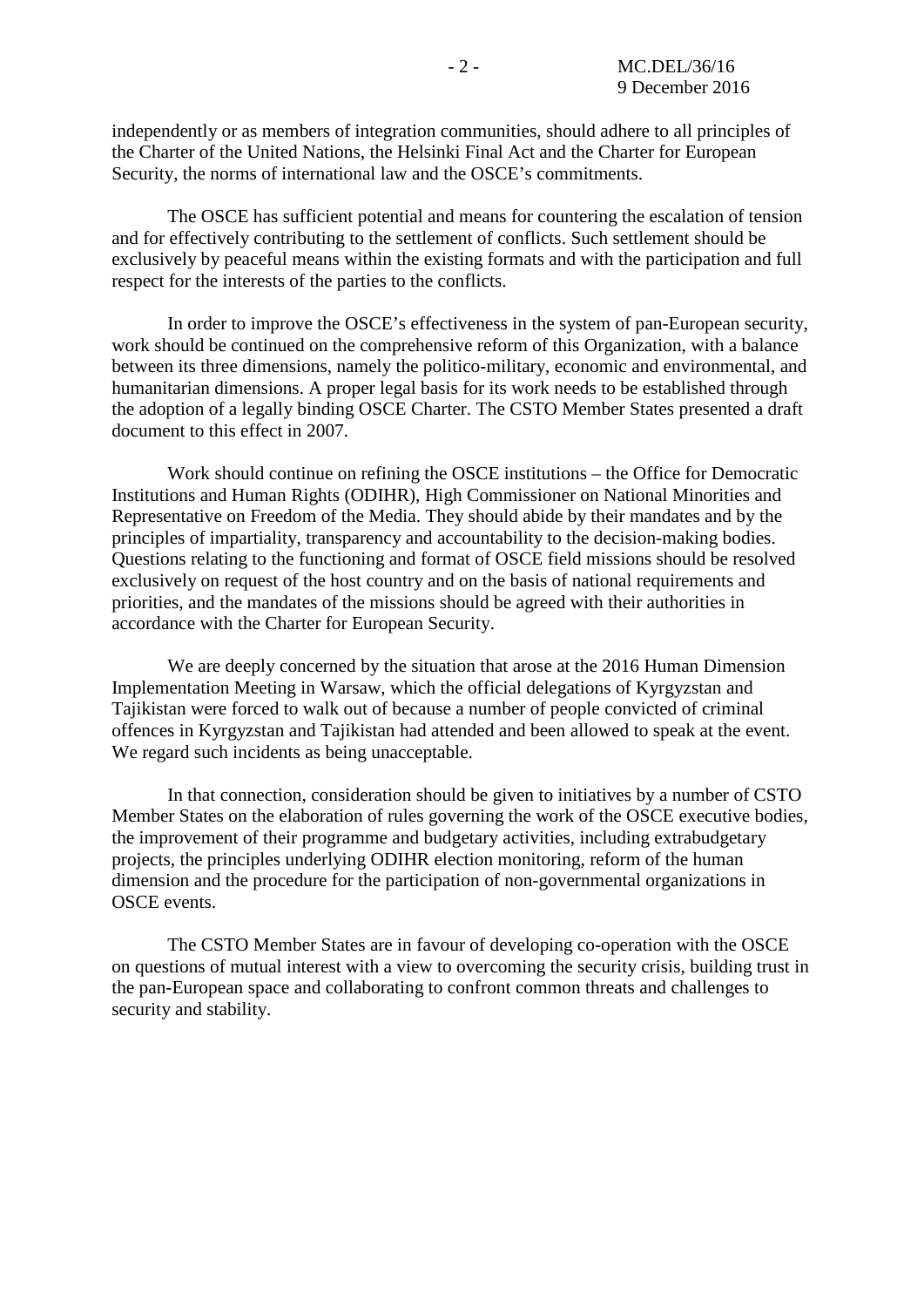independently or as members of integration communities, should adhere to all principles of the Charter of the United Nations, the Helsinki Final Act and the Charter for European Security, the norms of international law and the OSCE's commitments.

The OSCE has sufficient potential and means for countering the escalation of tension and for effectively contributing to the settlement of conflicts. Such settlement should be exclusively by peaceful means within the existing formats and with the participation and full respect for the interests of the parties to the conflicts.

In order to improve the OSCE's effectiveness in the system of pan-European security, work should be continued on the comprehensive reform of this Organization, with a balance between its three dimensions, namely the politico-military, economic and environmental, and humanitarian dimensions. A proper legal basis for its work needs to be established through the adoption of a legally binding OSCE Charter. The CSTO Member States presented a draft document to this effect in 2007.

Work should continue on refining the OSCE institutions – the Office for Democratic Institutions and Human Rights (ODIHR), High Commissioner on National Minorities and Representative on Freedom of the Media. They should abide by their mandates and by the principles of impartiality, transparency and accountability to the decision-making bodies. Questions relating to the functioning and format of OSCE field missions should be resolved exclusively on request of the host country and on the basis of national requirements and priorities, and the mandates of the missions should be agreed with their authorities in accordance with the Charter for European Security.

We are deeply concerned by the situation that arose at the 2016 Human Dimension Implementation Meeting in Warsaw, which the official delegations of Kyrgyzstan and Tajikistan were forced to walk out of because a number of people convicted of criminal offences in Kyrgyzstan and Tajikistan had attended and been allowed to speak at the event. We regard such incidents as being unacceptable.

In that connection, consideration should be given to initiatives by a number of CSTO Member States on the elaboration of rules governing the work of the OSCE executive bodies, the improvement of their programme and budgetary activities, including extrabudgetary projects, the principles underlying ODIHR election monitoring, reform of the human dimension and the procedure for the participation of non-governmental organizations in OSCE events.

The CSTO Member States are in favour of developing co-operation with the OSCE on questions of mutual interest with a view to overcoming the security crisis, building trust in the pan-European space and collaborating to confront common threats and challenges to security and stability.